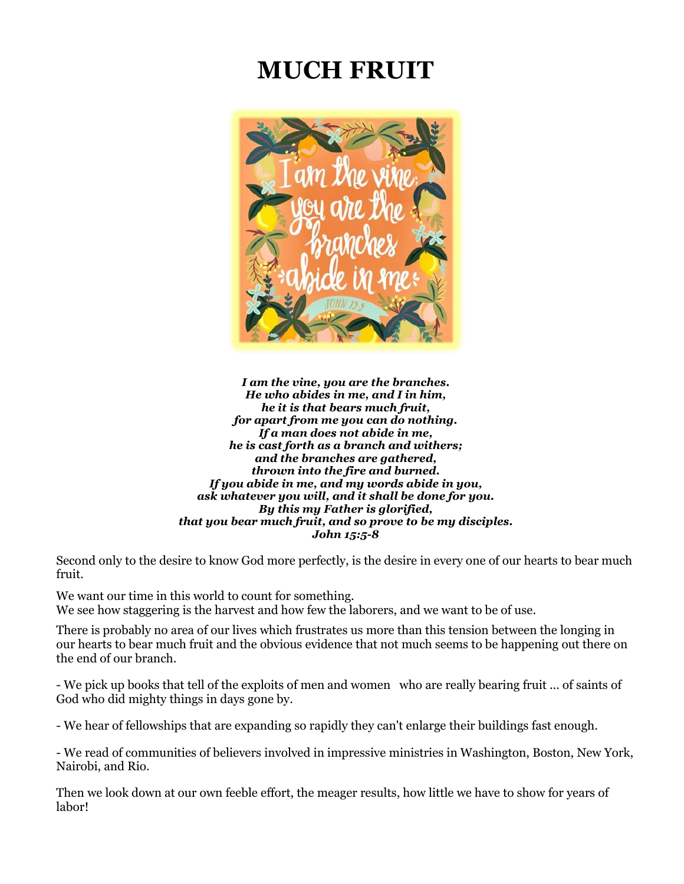# MUCH FRUIT

***I am the vine, you are the branches.***
***He who abides in me, and I in him,***
***he it is that bears much fruit,***
***for apart from me you can do nothing.***
***If a man does not abide in me,***
***he is cast forth as a branch and withers;***
***and the branches are gathered,***
***thrown into the fire and burned.***
***If you abide in me, and my words abide in you,***
***ask whatever you will, and it shall be done for you.***
***By this my Father is glorified,***
***that you bear much fruit, and so prove to be my disciples.***
***John 15:5-8***

Second only to the desire to know God more perfectly, is the desire in every one of our hearts to bear much fruit.

We want our time in this world to count for something.
We see how staggering is the harvest and how few the laborers, and we want to be of use.

There is probably no area of our lives which frustrates us more than this tension between the longing in our hearts to bear much fruit and the obvious evidence that not much seems to be happening out there on the end of our branch.

- We pick up books that tell of the exploits of men and women who are really bearing fruit ... of saints of God who did mighty things in days gone by.

- We hear of fellowships that are expanding so rapidly they can't enlarge their buildings fast enough.

- We read of communities of believers involved in impressive ministries in Washington, Boston, New York, Nairobi, and Rio.

Then we look down at our own feeble effort, the meager results, how little we have to show for years of labor!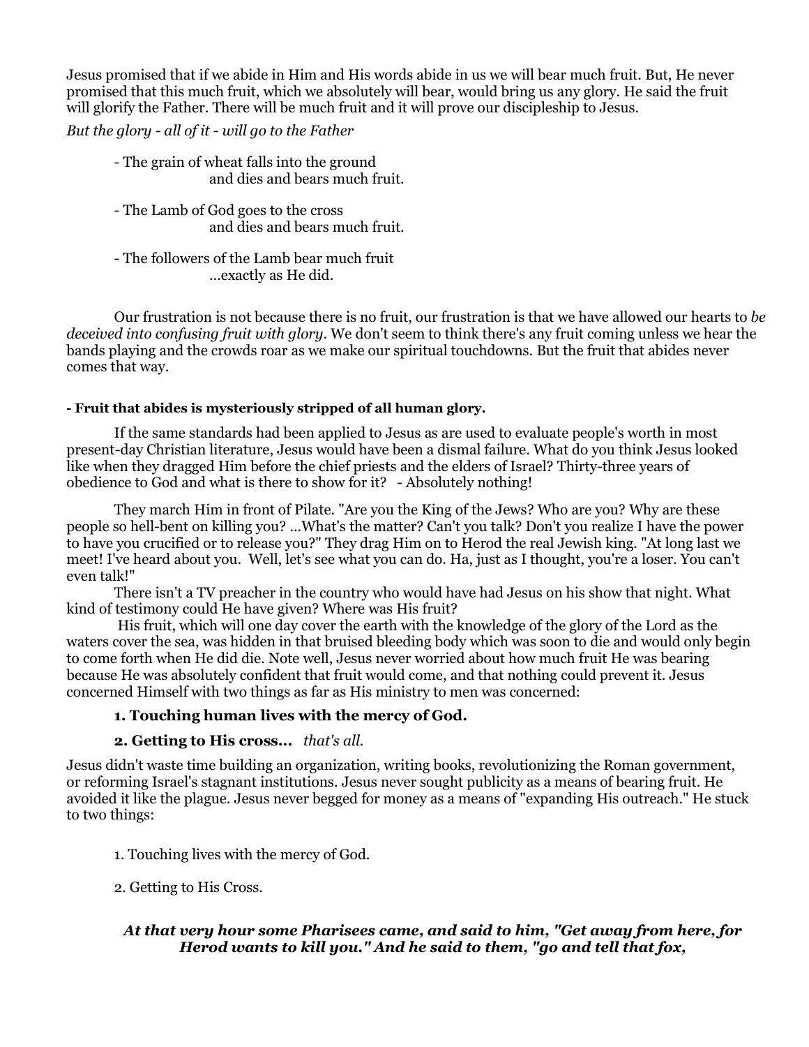Jesus promised that if we abide in Him and His words abide in us we will bear much fruit. But, He never promised that this much fruit, which we absolutely will bear, would bring us any glory. He said the fruit will glorify the Father. There will be much fruit and it will prove our discipleship to Jesus.

*But the glory - all of it - will go to the Father*

- The grain of wheat falls into the ground
  and dies and bears much fruit.

- The Lamb of God goes to the cross
  and dies and bears much fruit.

- The followers of the Lamb bear much fruit
  ...exactly as He did.

Our frustration is not because there is no fruit, our frustration is that we have allowed our hearts to *be deceived into confusing fruit with glory*. We don't seem to think there's any fruit coming unless we hear the bands playing and the crowds roar as we make our spiritual touchdowns. But the fruit that abides never comes that way.

**- Fruit that abides is mysteriously stripped of all human glory.**

If the same standards had been applied to Jesus as are used to evaluate people's worth in most present-day Christian literature, Jesus would have been a dismal failure. What do you think Jesus looked like when they dragged Him before the chief priests and the elders of Israel? Thirty-three years of obedience to God and what is there to show for it? - Absolutely nothing!

They march Him in front of Pilate. "Are you the King of the Jews? Who are you? Why are these people so hell-bent on killing you? ...What's the matter? Can't you talk? Don't you realize I have the power to have you crucified or to release you?" They drag Him on to Herod the real Jewish king. "At long last we meet! I've heard about you. Well, let's see what you can do. Ha, just as I thought, you're a loser. You can't even talk!"

There isn't a TV preacher in the country who would have had Jesus on his show that night. What kind of testimony could He have given? Where was His fruit?

His fruit, which will one day cover the earth with the knowledge of the glory of the Lord as the waters cover the sea, was hidden in that bruised bleeding body which was soon to die and would only begin to come forth when He did die. Note well, Jesus never worried about how much fruit He was bearing because He was absolutely confident that fruit would come, and that nothing could prevent it. Jesus concerned Himself with two things as far as His ministry to men was concerned:

**1. Touching human lives with the mercy of God.**

**2. Getting to His cross...** *that's all.*

Jesus didn't waste time building an organization, writing books, revolutionizing the Roman government, or reforming Israel's stagnant institutions. Jesus never sought publicity as a means of bearing fruit. He avoided it like the plague. Jesus never begged for money as a means of "expanding His outreach." He stuck to two things:

1. Touching lives with the mercy of God.

2. Getting to His Cross.

***At that very hour some Pharisees came, and said to him, "Get away from here, for Herod wants to kill you." And he said to them, "go and tell that fox,***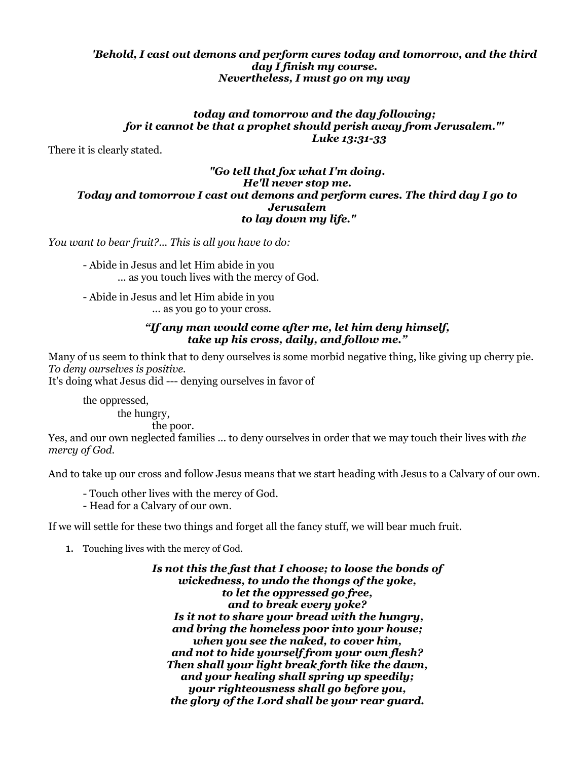***'Behold, I cast out demons and perform cures today and tomorrow, and the third day I finish my course.***
***Nevertheless, I must go on my way***

***today and tomorrow and the day following;***
***for it cannot be that a prophet should perish away from Jerusalem."'***
***Luke 13:31-33***

There it is clearly stated.

***"Go tell that fox what I'm doing.***
***He'll never stop me.***
***Today and tomorrow I cast out demons and perform cures. The third day I go to Jerusalem***
***to lay down my life."***

*You want to bear fruit?... This is all you have to do:*

- Abide in Jesus and let Him abide in you
  ... as you touch lives with the mercy of God.

- Abide in Jesus and let Him abide in you
  ... as you go to your cross.

***"If any man would come after me, let him deny himself,***
***take up his cross, daily, and follow me."***

Many of us seem to think that to deny ourselves is some morbid negative thing, like giving up cherry pie.
*To deny ourselves is positive.*
It's doing what Jesus did --- denying ourselves in favor of

the oppressed,
the hungry,
the poor.

Yes, and our own neglected families ... to deny ourselves in order that we may touch their lives with *the mercy of God.*

And to take up our cross and follow Jesus means that we start heading with Jesus to a Calvary of our own.

- Touch other lives with the mercy of God.
- Head for a Calvary of our own.

If we will settle for these two things and forget all the fancy stuff, we will bear much fruit.

1. Touching lives with the mercy of God.

***Is not this the fast that I choose; to loose the bonds of***
***wickedness, to undo the thongs of the yoke,***
***to let the oppressed go free,***
***and to break every yoke?***
***Is it not to share your bread with the hungry,***
***and bring the homeless poor into your house;***
***when you see the naked, to cover him,***
***and not to hide yourself from your own flesh?***
***Then shall your light break forth like the dawn,***
***and your healing shall spring up speedily;***
***your righteousness shall go before you,***
***the glory of the Lord shall be your rear guard.***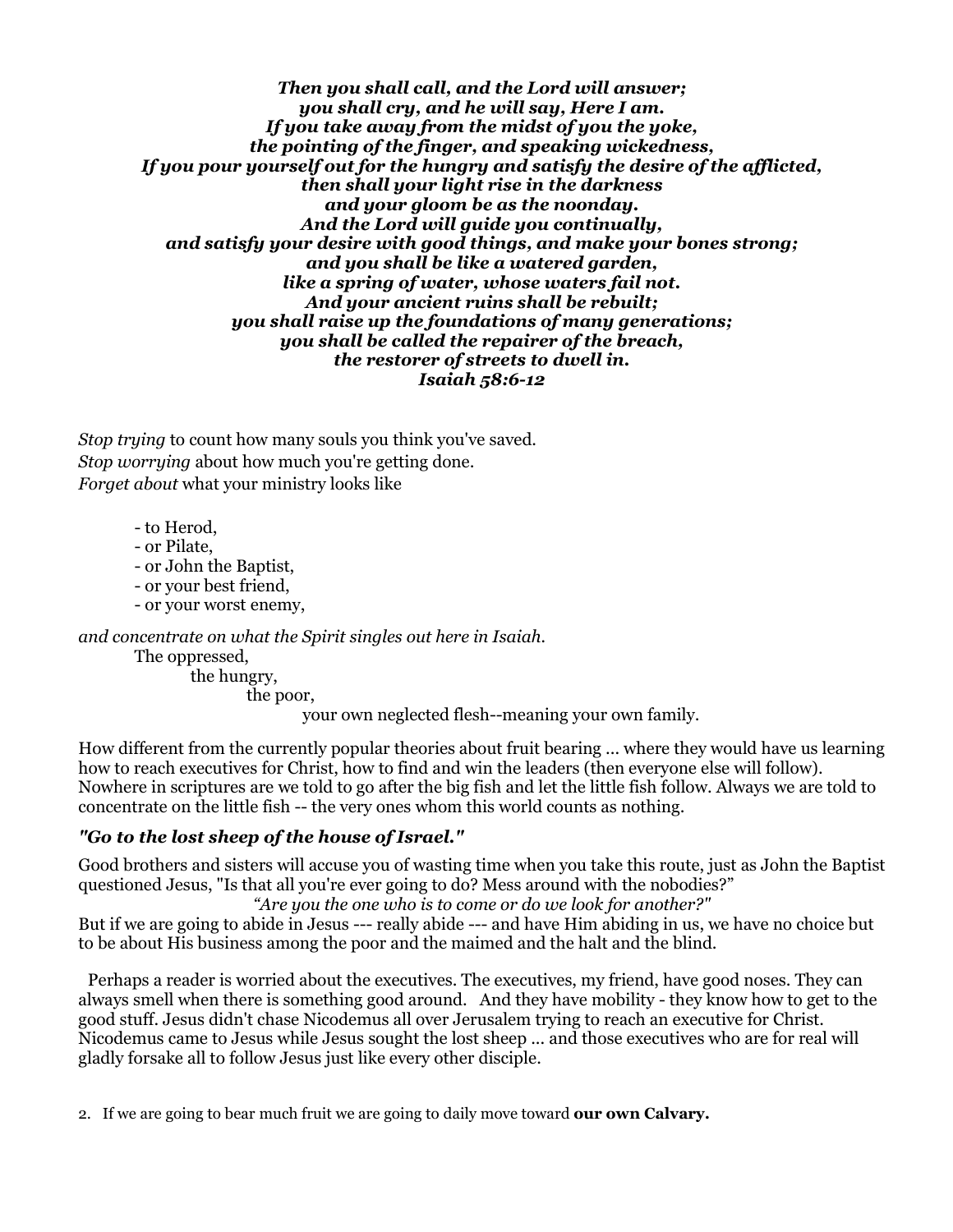***Then you shall call, and the Lord will answer;***
***you shall cry, and he will say, Here I am.***
***If you take away from the midst of you the yoke,***
***the pointing of the finger, and speaking wickedness,***
***If you pour yourself out for the hungry and satisfy the desire of the afflicted,***
***then shall your light rise in the darkness***
***and your gloom be as the noonday.***
***And the Lord will guide you continually,***
***and satisfy your desire with good things, and make your bones strong;***
***and you shall be like a watered garden,***
***like a spring of water, whose waters fail not.***
***And your ancient ruins shall be rebuilt;***
***you shall raise up the foundations of many generations;***
***you shall be called the repairer of the breach,***
***the restorer of streets to dwell in.***
***Isaiah 58:6-12***

*Stop trying* to count how many souls you think you've saved.
*Stop worrying* about how much you're getting done.
*Forget about* what your ministry looks like

- to Herod,
- or Pilate,
- or John the Baptist,
- or your best friend,
- or your worst enemy,

*and concentrate on what the Spirit singles out here in Isaiah.*
The oppressed,
the hungry,
the poor,
your own neglected flesh--meaning your own family.

How different from the currently popular theories about fruit bearing ... where they would have us learning how to reach executives for Christ, how to find and win the leaders (then everyone else will follow). Nowhere in scriptures are we told to go after the big fish and let the little fish follow. Always we are told to concentrate on the little fish -- the very ones whom this world counts as nothing.

### *"Go to the lost sheep of the house of Israel."*

Good brothers and sisters will accuse you of wasting time when you take this route, just as John the Baptist questioned Jesus, "Is that all you're ever going to do? Mess around with the nobodies?"
*"Are you the one who is to come or do we look for another?"*
But if we are going to abide in Jesus --- really abide --- and have Him abiding in us, we have no choice but to be about His business among the poor and the maimed and the halt and the blind.

Perhaps a reader is worried about the executives. The executives, my friend, have good noses. They can always smell when there is something good around. And they have mobility - they know how to get to the good stuff. Jesus didn't chase Nicodemus all over Jerusalem trying to reach an executive for Christ. Nicodemus came to Jesus while Jesus sought the lost sheep ... and those executives who are for real will gladly forsake all to follow Jesus just like every other disciple.

2. If we are going to bear much fruit we are going to daily move toward **our own Calvary.**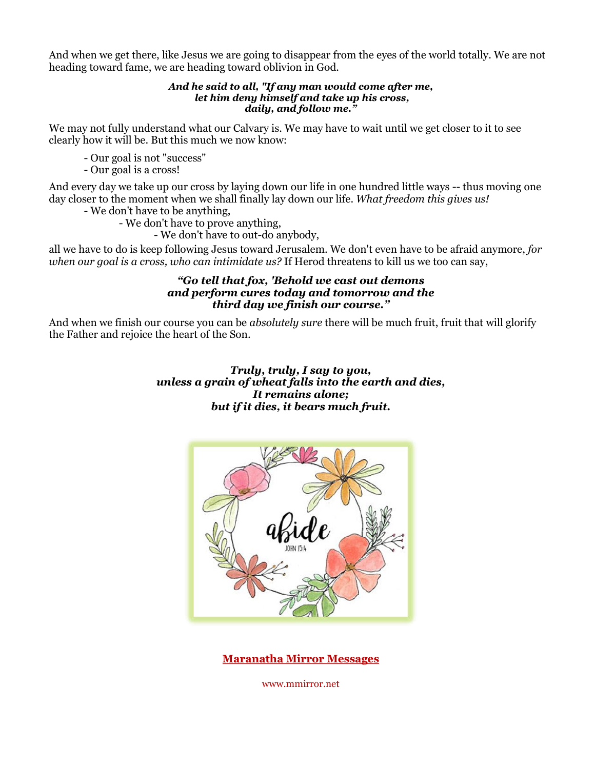And when we get there, like Jesus we are going to disappear from the eyes of the world totally. We are not heading toward fame, we are heading toward oblivion in God.

***And he said to all, "If any man would come after me,***
***let him deny himself and take up his cross,***
***daily, and follow me."***

We may not fully understand what our Calvary is. We may have to wait until we get closer to it to see clearly how it will be. But this much we now know:

- Our goal is not "success"
- Our goal is a cross!

And every day we take up our cross by laying down our life in one hundred little ways -- thus moving one day closer to the moment when we shall finally lay down our life. *What freedom this gives us!*

- We don't have to be anything,
- We don't have to prove anything,
- We don't have to out-do anybody,

all we have to do is keep following Jesus toward Jerusalem. We don't even have to be afraid anymore, *for when our goal is a cross, who can intimidate us?* If Herod threatens to kill us we too can say,

***"Go tell that fox, 'Behold we cast out demons***
***and perform cures today and tomorrow and the***
***third day we finish our course."***

And when we finish our course you can be *absolutely sure* there will be much fruit, fruit that will glorify the Father and rejoice the heart of the Son.

***Truly, truly, I say to you,***
***unless a grain of wheat falls into the earth and dies,***
***It remains alone;***
***but if it dies, it bears much fruit.***

**Maranatha Mirror Messages**

www.mmirror.net